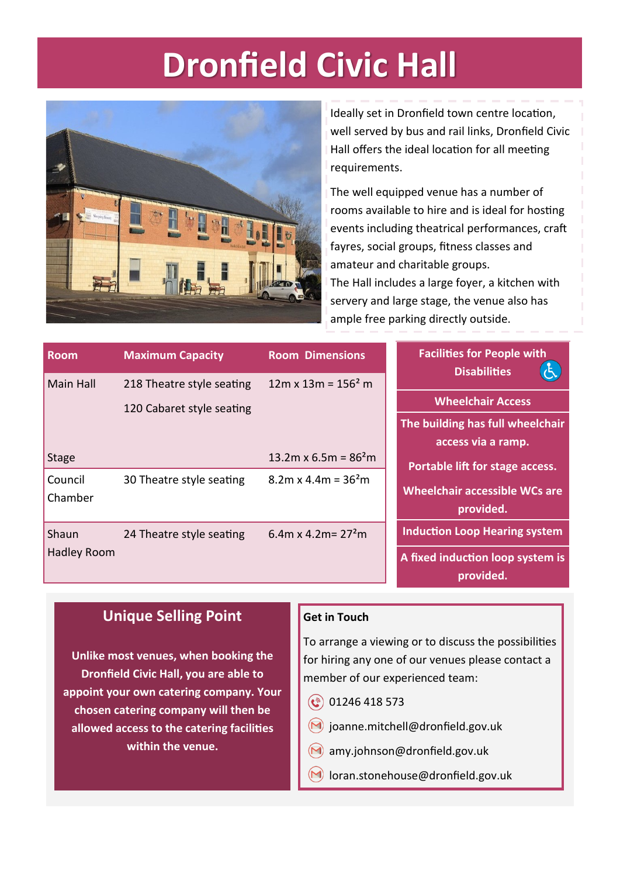# Dronfield Civic Hall

Ideally set in Dronfield town centre location, well served by bus and rail links, Dronfield Civic Hall offers the ideal location for all meeting requirements.

The well equipped venue has a number of rooms available to hire and is ideal for hosting events including theatrical performances, craft fayres, social groups, fitness classes and amateur and charitable groups.

The Hall includes a large foyer, a kitchen with servery and large stage, the venue also has ample free parking directly outside.

| Room | Maximum Capacity | Room Dimensions |
|---|---|---|
| Main Hall | 218 Theatre style seating<br>120 Cabaret style seating | 12m x 13m = 156² m |
| Stage | | 13.2m x 6.5m = 86²m |
| Council Chamber | 30 Theatre style seating | 8.2m x 4.4m = 36²m |
| Shaun Hadley Room | 24 Theatre style seating | 6.4m x 4.2m= 27²m |

## Facilities for People with Disabilities

**Wheelchair Access**

**The building has full wheelchair access via a ramp.**

**Portable lift for stage access.**

**Wheelchair accessible WCs are provided.**

**Induction Loop Hearing system**

**A fixed induction loop system is provided.**

## Unique Selling Point

**Unlike most venues, when booking the Dronfield Civic Hall, you are able to appoint your own catering company. Your chosen catering company will then be allowed access to the catering facilities within the venue.**

## Get in Touch

To arrange a viewing or to discuss the possibilities for hiring any one of our venues please contact a member of our experienced team:

- 01246 418 573
- joanne.mitchell@dronfield.gov.uk
- amy.johnson@dronfield.gov.uk
- loran.stonehouse@dronfield.gov.uk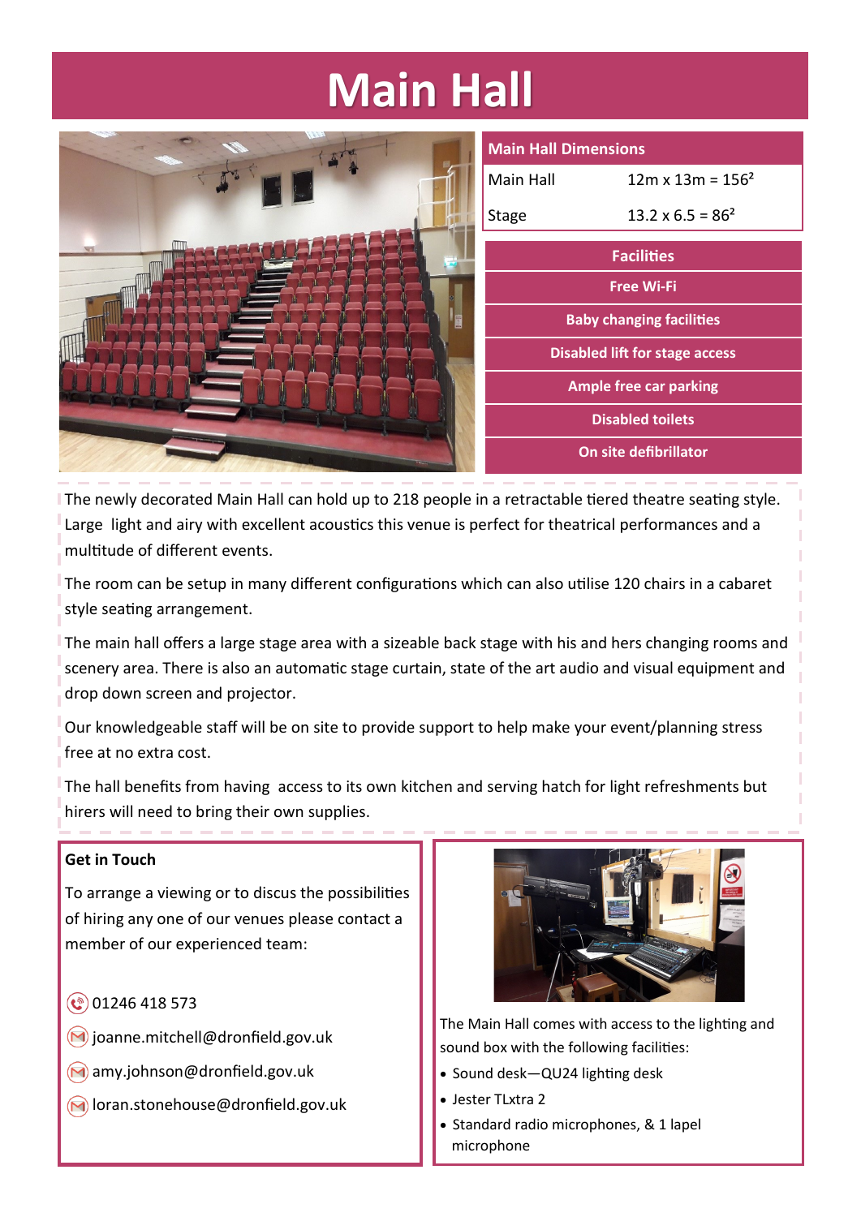# Main Hall

| Main Hall Dimensions | |
| --- | --- |
| Main Hall | 12m x 13m = $156^2$ |
| Stage | 13.2 x 6.5 = $86^2$ |

| Facilities |
| --- |
| Free Wi-Fi |
| Baby changing facilities |
| Disabled lift for stage access |
| Ample free car parking |
| Disabled toilets |
| On site defibrillator |

The newly decorated Main Hall can hold up to 218 people in a retractable tiered theatre seating style. Large light and airy with excellent acoustics this venue is perfect for theatrical performances and a multitude of different events.

The room can be setup in many different configurations which can also utilise 120 chairs in a cabaret style seating arrangement.

The main hall offers a large stage area with a sizeable back stage with his and hers changing rooms and scenery area. There is also an automatic stage curtain, state of the art audio and visual equipment and drop down screen and projector.

Our knowledgeable staff will be on site to provide support to help make your event/planning stress free at no extra cost.

The hall benefits from having access to its own kitchen and serving hatch for light refreshments but hirers will need to bring their own supplies.

**Get in Touch**

To arrange a viewing or to discus the possibilities of hiring any one of our venues please contact a member of our experienced team:

01246 418 573

joanne.mitchell@dronfield.gov.uk

amy.johnson@dronfield.gov.uk

loran.stonehouse@dronfield.gov.uk

The Main Hall comes with access to the lighting and sound box with the following facilities:

- Sound desk—QU24 lighting desk
- Jester TLxtra 2
- Standard radio microphones, & 1 lapel microphone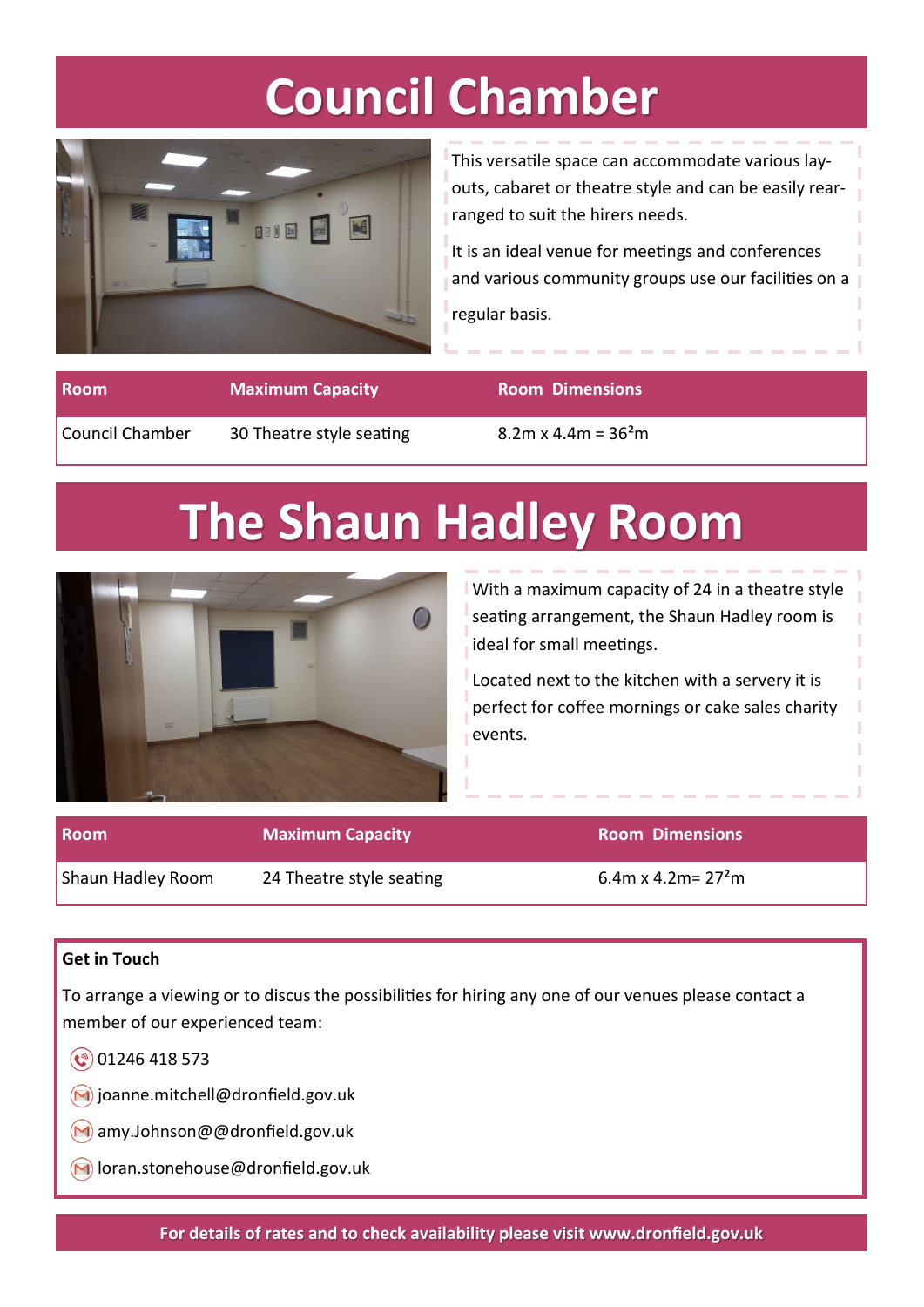# Council Chamber

This versatile space can accommodate various lay-outs, cabaret or theatre style and can be easily rear-ranged to suit the hirers needs.

It is an ideal venue for meetings and conferences and various community groups use our facilities on a regular basis.

| Room | Maximum Capacity | Room Dimensions |
|---|---|---|
| Council Chamber | 30 Theatre style seating | 8.2m x 4.4m = 36²m |

# The Shaun Hadley Room

With a maximum capacity of 24 in a theatre style seating arrangement, the Shaun Hadley room is ideal for small meetings.

Located next to the kitchen with a servery it is perfect for coffee mornings or cake sales charity events.

| Room | Maximum Capacity | Room Dimensions |
|---|---|---|
| Shaun Hadley Room | 24 Theatre style seating | 6.4m x 4.2m= 27²m |

**Get in Touch**

To arrange a viewing or to discus the possibilities for hiring any one of our venues please contact a member of our experienced team:

- 01246 418 573
- joanne.mitchell@dronfield.gov.uk
- amy.Johnson@@dronfield.gov.uk
- loran.stonehouse@dronfield.gov.uk

**For details of rates and to check availability please visit www.dronfield.gov.uk**